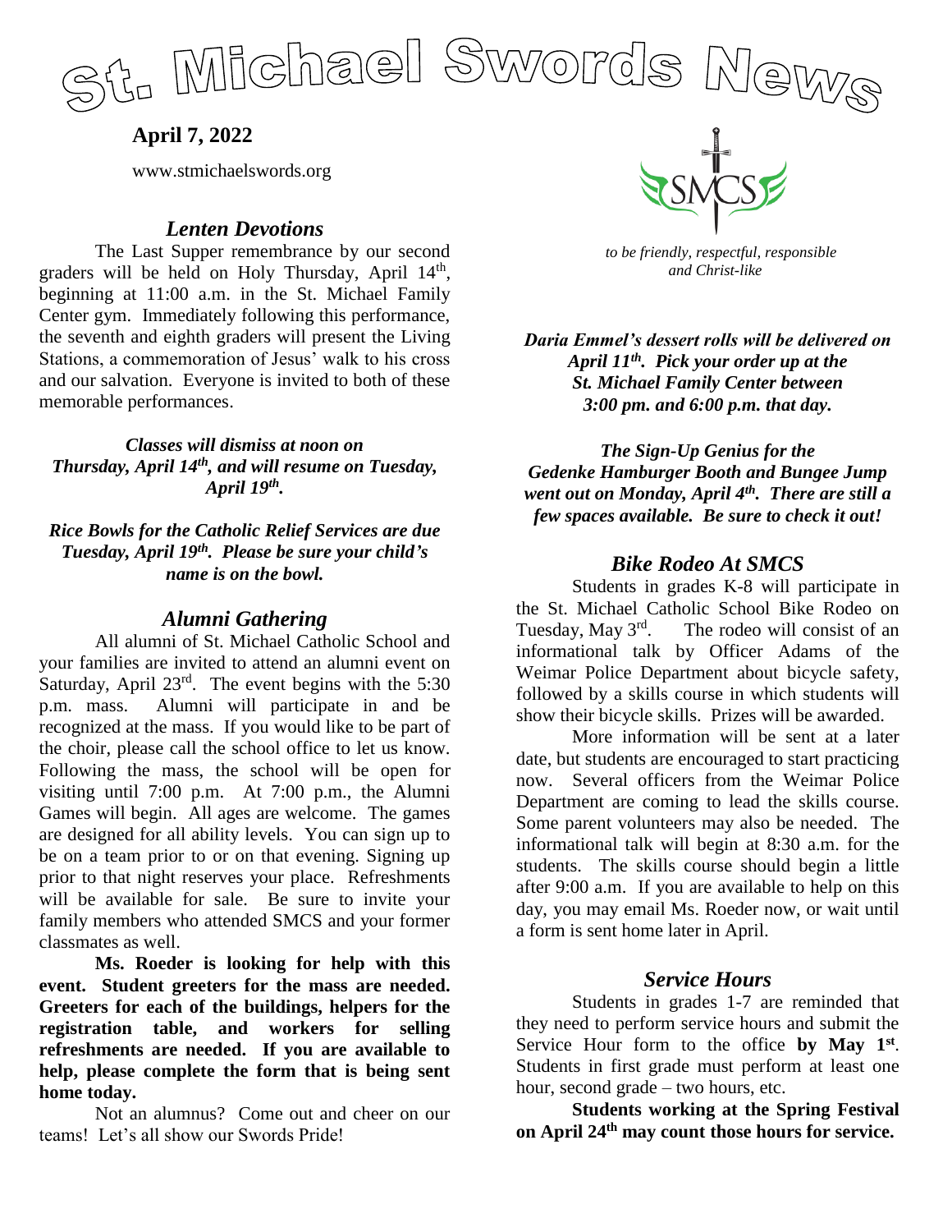# St. Michael Swords News

**April 7, 2022**

www.stmichaelswords.org

*to be friendly, respectful, responsible and Christ-like*

## *Lenten Devotions*

The Last Supper remembrance by our second graders will be held on Holy Thursday, April 14th, beginning at 11:00 a.m. in the St. Michael Family Center gym. Immediately following this performance, the seventh and eighth graders will present the Living Stations, a commemoration of Jesus' walk to his cross and our salvation. Everyone is invited to both of these memorable performances.

***Classes will dismiss at noon on Thursday, April 14th, and will resume on Tuesday, April 19th.***

***Rice Bowls for the Catholic Relief Services are due Tuesday, April 19th. Please be sure your child's name is on the bowl.***

## *Alumni Gathering*

All alumni of St. Michael Catholic School and your families are invited to attend an alumni event on Saturday, April 23rd. The event begins with the 5:30 p.m. mass. Alumni will participate in and be recognized at the mass. If you would like to be part of the choir, please call the school office to let us know. Following the mass, the school will be open for visiting until 7:00 p.m. At 7:00 p.m., the Alumni Games will begin. All ages are welcome. The games are designed for all ability levels. You can sign up to be on a team prior to or on that evening. Signing up prior to that night reserves your place. Refreshments will be available for sale. Be sure to invite your family members who attended SMCS and your former classmates as well.

**Ms. Roeder is looking for help with this event. Student greeters for the mass are needed. Greeters for each of the buildings, helpers for the registration table, and workers for selling refreshments are needed. If you are available to help, please complete the form that is being sent home today.**

Not an alumnus? Come out and cheer on our teams! Let's all show our Swords Pride!

***Daria Emmel's dessert rolls will be delivered on April 11th. Pick your order up at the St. Michael Family Center between 3:00 pm. and 6:00 p.m. that day.***

***The Sign-Up Genius for the Gedenke Hamburger Booth and Bungee Jump went out on Monday, April 4th. There are still a few spaces available. Be sure to check it out!***

## *Bike Rodeo At SMCS*

Students in grades K-8 will participate in the St. Michael Catholic School Bike Rodeo on Tuesday, May 3rd. The rodeo will consist of an informational talk by Officer Adams of the Weimar Police Department about bicycle safety, followed by a skills course in which students will show their bicycle skills. Prizes will be awarded.

More information will be sent at a later date, but students are encouraged to start practicing now. Several officers from the Weimar Police Department are coming to lead the skills course. Some parent volunteers may also be needed. The informational talk will begin at 8:30 a.m. for the students. The skills course should begin a little after 9:00 a.m. If you are available to help on this day, you may email Ms. Roeder now, or wait until a form is sent home later in April.

## *Service Hours*

Students in grades 1-7 are reminded that they need to perform service hours and submit the Service Hour form to the office **by May 1st**. Students in first grade must perform at least one hour, second grade – two hours, etc.

**Students working at the Spring Festival on April 24th may count those hours for service.**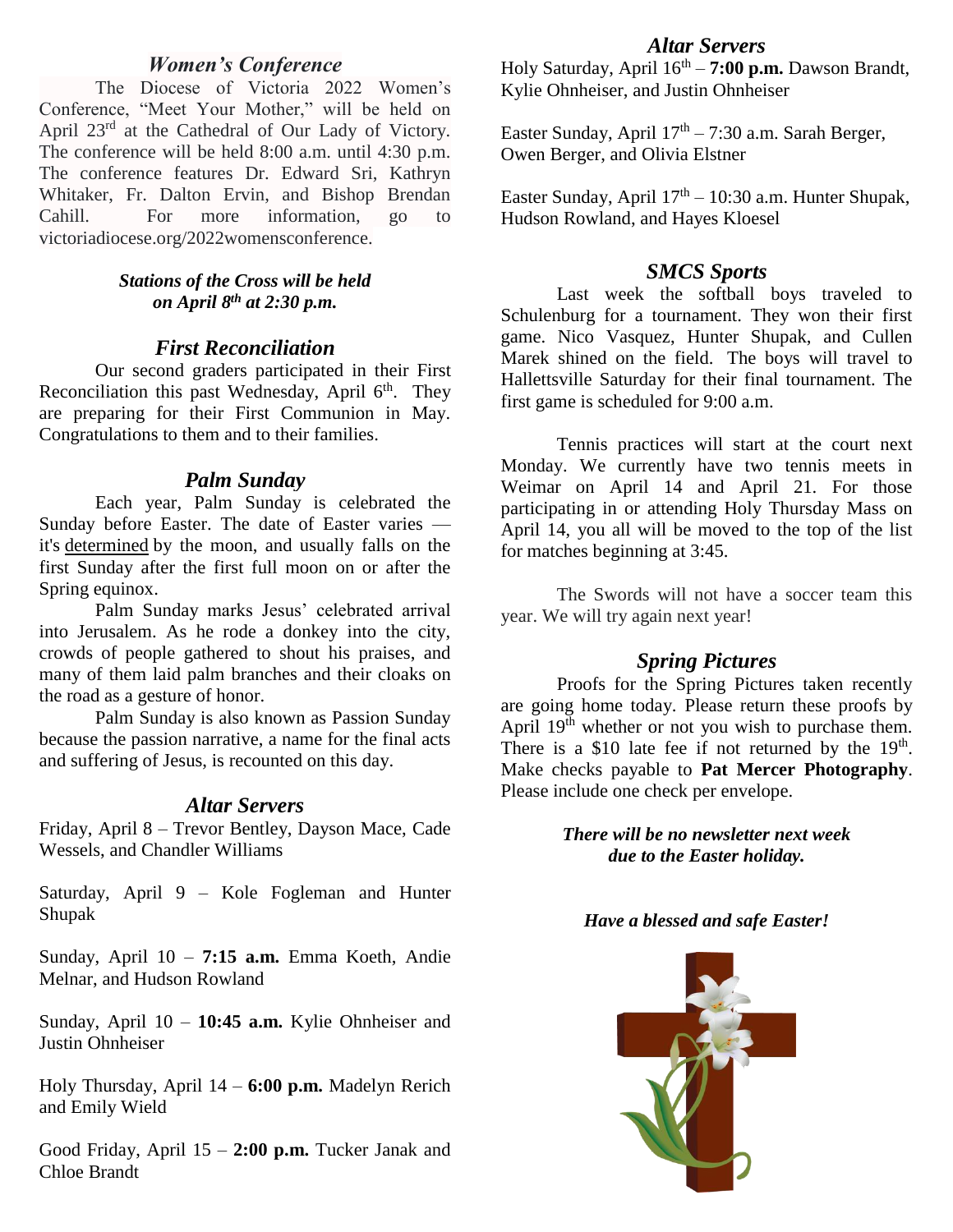## *Women's Conference*

The Diocese of Victoria 2022 Women's Conference, "Meet Your Mother," will be held on April 23rd at the Cathedral of Our Lady of Victory. The conference will be held 8:00 a.m. until 4:30 p.m. The conference features Dr. Edward Sri, Kathryn Whitaker, Fr. Dalton Ervin, and Bishop Brendan Cahill. For more information, go to victoriadiocese.org/2022womensconference.

***Stations of the Cross will be held on April 8th at 2:30 p.m.***

## *First Reconciliation*

Our second graders participated in their First Reconciliation this past Wednesday, April 6th. They are preparing for their First Communion in May. Congratulations to them and to their families.

## *Palm Sunday*

Each year, Palm Sunday is celebrated the Sunday before Easter. The date of Easter varies — it's determined by the moon, and usually falls on the first Sunday after the first full moon on or after the Spring equinox.

Palm Sunday marks Jesus' celebrated arrival into Jerusalem. As he rode a donkey into the city, crowds of people gathered to shout his praises, and many of them laid palm branches and their cloaks on the road as a gesture of honor.

Palm Sunday is also known as Passion Sunday because the passion narrative, a name for the final acts and suffering of Jesus, is recounted on this day.

## *Altar Servers*

Friday, April 8 – Trevor Bentley, Dayson Mace, Cade Wessels, and Chandler Williams

Saturday, April 9 – Kole Fogleman and Hunter Shupak

Sunday, April 10 – **7:15 a.m.** Emma Koeth, Andie Melnar, and Hudson Rowland

Sunday, April 10 – **10:45 a.m.** Kylie Ohnheiser and Justin Ohnheiser

Holy Thursday, April 14 – **6:00 p.m.** Madelyn Rerich and Emily Wield

Good Friday, April 15 – **2:00 p.m.** Tucker Janak and Chloe Brandt

## *Altar Servers*

Holy Saturday, April 16th – **7:00 p.m.** Dawson Brandt, Kylie Ohnheiser, and Justin Ohnheiser

Easter Sunday, April 17th – 7:30 a.m. Sarah Berger, Owen Berger, and Olivia Elstner

Easter Sunday, April 17th – 10:30 a.m. Hunter Shupak, Hudson Rowland, and Hayes Kloesel

## *SMCS Sports*

Last week the softball boys traveled to Schulenburg for a tournament. They won their first game. Nico Vasquez, Hunter Shupak, and Cullen Marek shined on the field. The boys will travel to Hallettsville Saturday for their final tournament. The first game is scheduled for 9:00 a.m.

Tennis practices will start at the court next Monday. We currently have two tennis meets in Weimar on April 14 and April 21. For those participating in or attending Holy Thursday Mass on April 14, you all will be moved to the top of the list for matches beginning at 3:45.

The Swords will not have a soccer team this year. We will try again next year!

## *Spring Pictures*

Proofs for the Spring Pictures taken recently are going home today. Please return these proofs by April 19th whether or not you wish to purchase them. There is a $10 late fee if not returned by the 19th. Make checks payable to **Pat Mercer Photography**. Please include one check per envelope.

***There will be no newsletter next week due to the Easter holiday.***

***Have a blessed and safe Easter!***